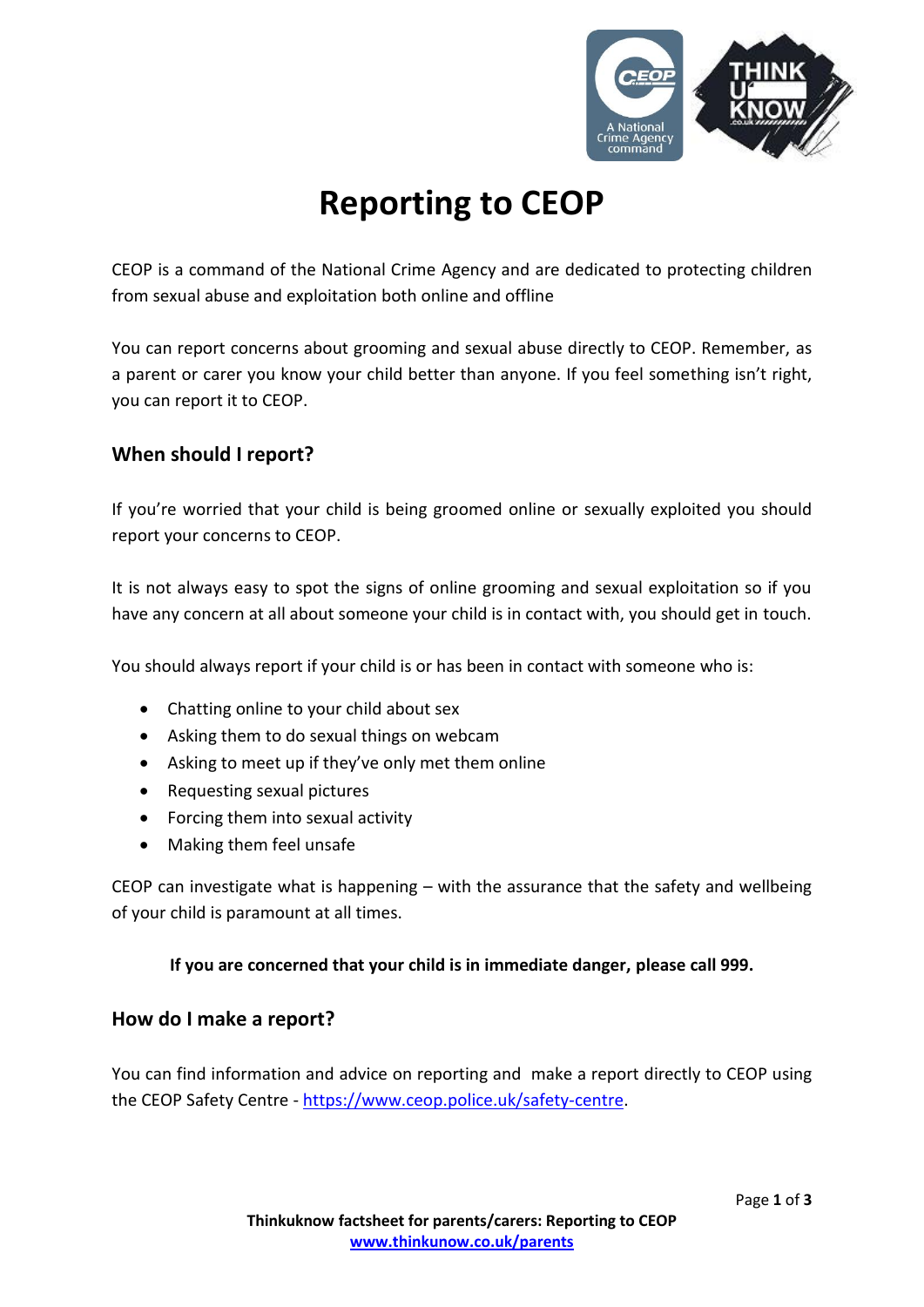# Reporting to CEOP

CEOP is a command of the National Crime Agency and are dedicated to protecting children from sexual abuse and exploitation both online and offline

You can report concerns about grooming and sexual abuse directly to CEOP. Remember, as a parent or carer you know your child better than anyone. If you feel something isn't right, you can report it to CEOP.

## When should I report?

If you're worried that your child is being groomed online or sexually exploited you should report your concerns to CEOP.

It is not always easy to spot the signs of online grooming and sexual exploitation so if you have any concern at all about someone your child is in contact with, you should get in touch.

You should always report if your child is or has been in contact with someone who is:

- Chatting online to your child about sex
- Asking them to do sexual things on webcam
- Asking to meet up if they've only met them online
- Requesting sexual pictures
- Forcing them into sexual activity
- Making them feel unsafe

CEOP can investigate what is happening – with the assurance that the safety and wellbeing of your child is paramount at all times.

**If you are concerned that your child is in immediate danger, please call 999.**

## How do I make a report?

You can find information and advice on reporting and make a report directly to CEOP using the CEOP Safety Centre - https://www.ceop.police.uk/safety-centre.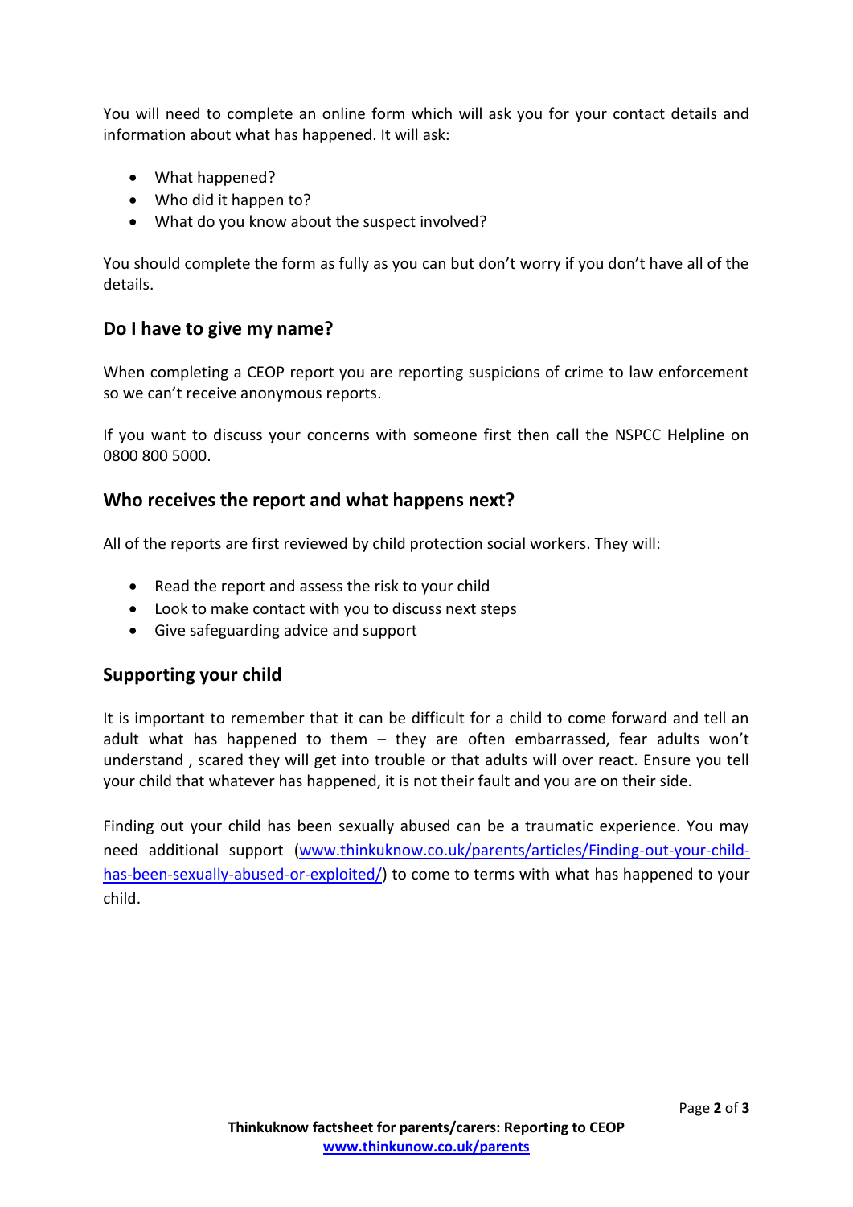You will need to complete an online form which will ask you for your contact details and information about what has happened. It will ask:

- What happened?
- Who did it happen to?
- What do you know about the suspect involved?

You should complete the form as fully as you can but don't worry if you don't have all of the details.

## Do I have to give my name?

When completing a CEOP report you are reporting suspicions of crime to law enforcement so we can't receive anonymous reports.

If you want to discuss your concerns with someone first then call the NSPCC Helpline on 0800 800 5000.

## Who receives the report and what happens next?

All of the reports are first reviewed by child protection social workers. They will:

- Read the report and assess the risk to your child
- Look to make contact with you to discuss next steps
- Give safeguarding advice and support

## Supporting your child

It is important to remember that it can be difficult for a child to come forward and tell an adult what has happened to them – they are often embarrassed, fear adults won't understand , scared they will get into trouble or that adults will over react. Ensure you tell your child that whatever has happened, it is not their fault and you are on their side.

Finding out your child has been sexually abused can be a traumatic experience. You may need additional support ([www.thinkuknow.co.uk/parents/articles/Finding-out-your-child-has-been-sexually-abused-or-exploited/](http://www.thinkuknow.co.uk/parents/articles/Finding-out-your-child-has-been-sexually-abused-or-exploited/)) to come to terms with what has happened to your child.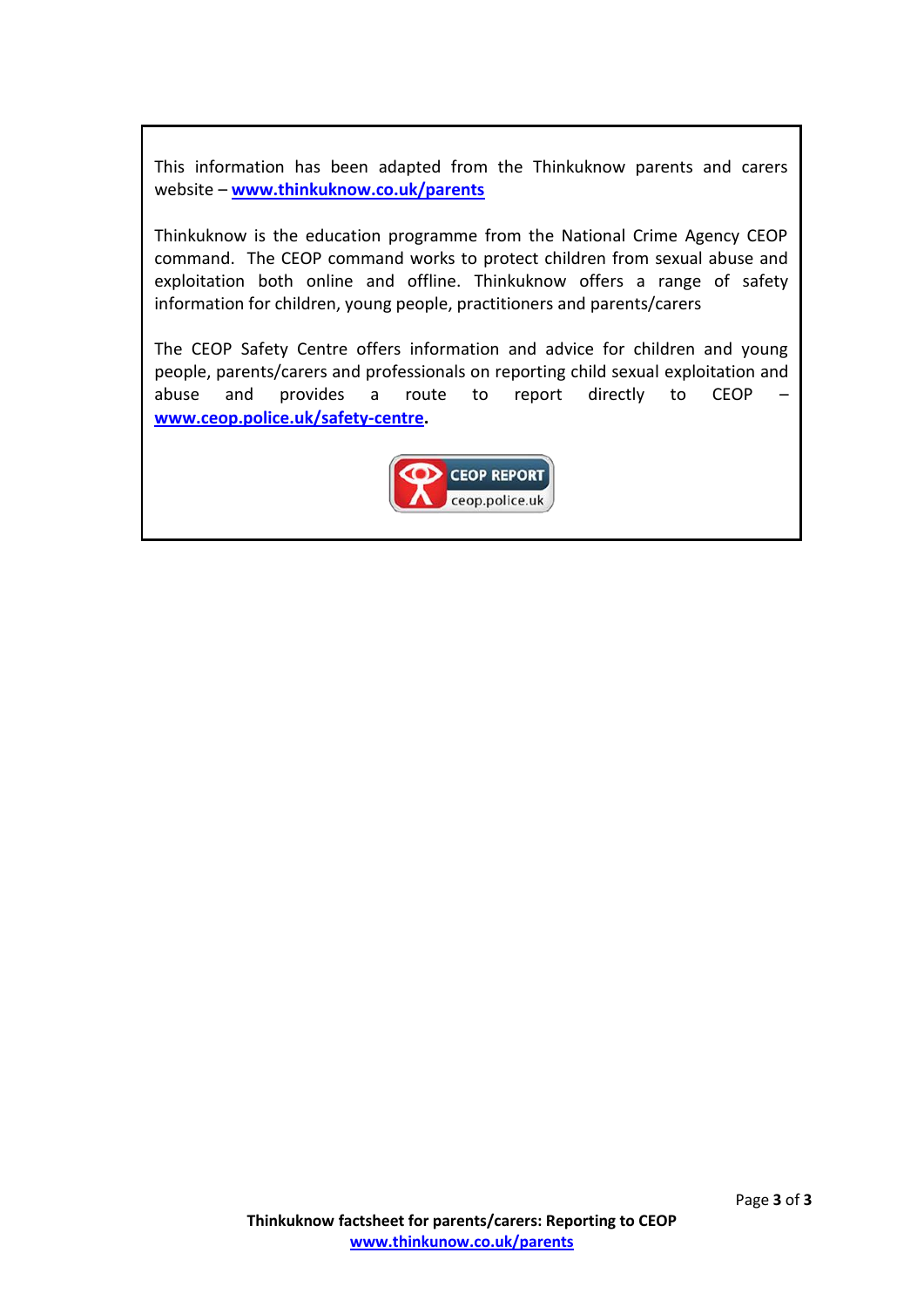This information has been adapted from the Thinkuknow parents and carers website – **www.thinkuknow.co.uk/parents**

Thinkuknow is the education programme from the National Crime Agency CEOP command. The CEOP command works to protect children from sexual abuse and exploitation both online and offline. Thinkuknow offers a range of safety information for children, young people, practitioners and parents/carers

The CEOP Safety Centre offers information and advice for children and young people, parents/carers and professionals on reporting child sexual exploitation and abuse and provides a route to report directly to CEOP – **www.ceop.police.uk/safety-centre**.

CEOP REPORT
ceop.police.uk